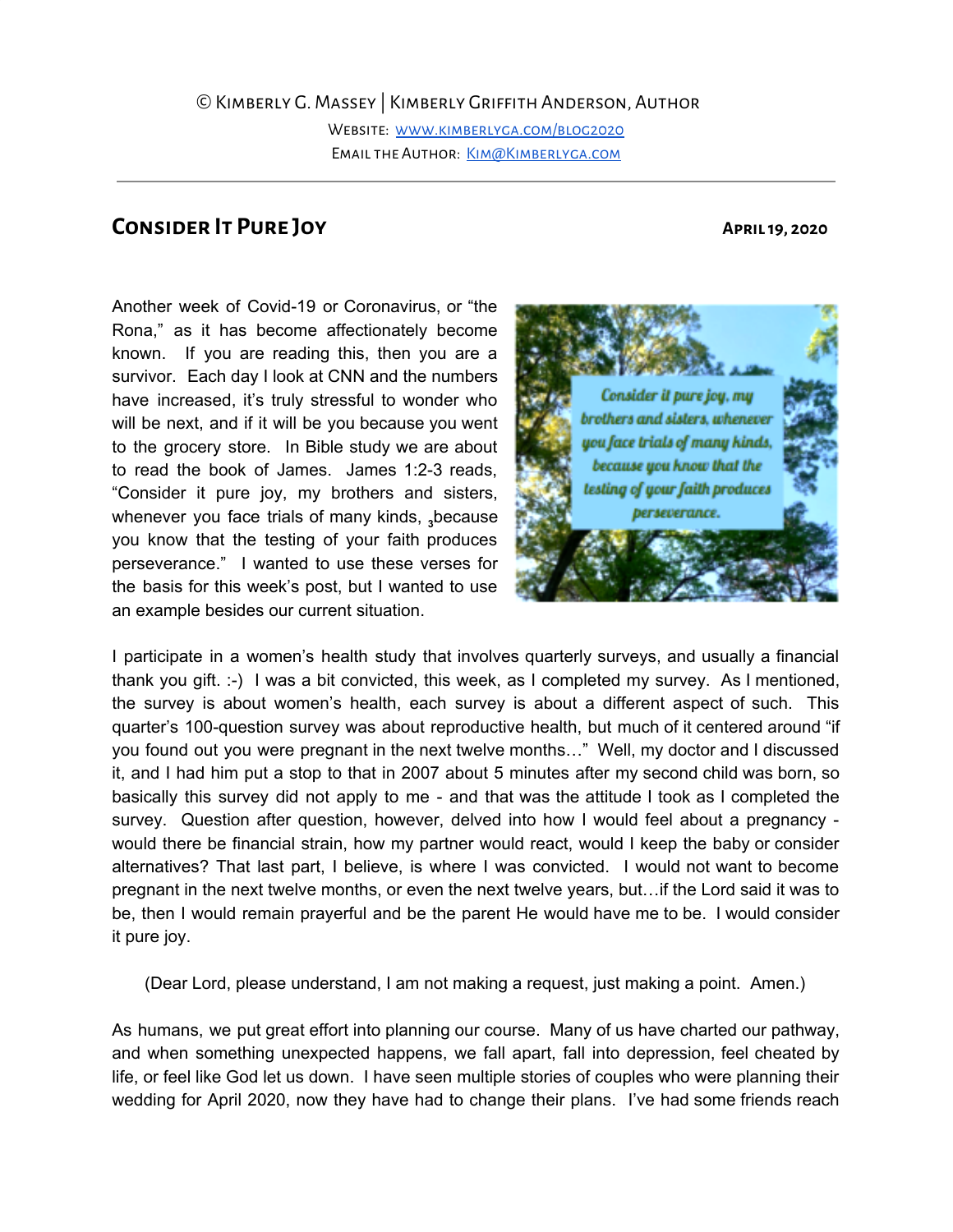© Kimberly G. Massey | Kimberly Griffith Anderson, Author

Website: [www.kimberlyga.com/blog2020](http://www.kimberlyga.com/blog2020)

Email the Author: [Kim@Kimberlyga.com](mailto:Kim@Kimberlyga.com)

---

## Consider It Pure Joy

**April 19, 2020**

Another week of Covid-19 or Coronavirus, or "the Rona," as it has become affectionately become known. If you are reading this, then you are a survivor. Each day I look at CNN and the numbers have increased, it's truly stressful to wonder who will be next, and if it will be you because you went to the grocery store. In Bible study we are about to read the book of James. James 1:2-3 reads, "Consider it pure joy, my brothers and sisters, whenever you face trials of many kinds, [3]because you know that the testing of your faith produces perseverance." I wanted to use these verses for the basis for this week's post, but I wanted to use an example besides our current situation.

*Consider it pure joy, my brothers and sisters, whenever you face trials of many kinds, because you know that the testing of your faith produces perseverance.*

I participate in a women's health study that involves quarterly surveys, and usually a financial thank you gift. :-) I was a bit convicted, this week, as I completed my survey. As I mentioned, the survey is about women's health, each survey is about a different aspect of such. This quarter's 100-question survey was about reproductive health, but much of it centered around "if you found out you were pregnant in the next twelve months…" Well, my doctor and I discussed it, and I had him put a stop to that in 2007 about 5 minutes after my second child was born, so basically this survey did not apply to me - and that was the attitude I took as I completed the survey. Question after question, however, delved into how I would feel about a pregnancy - would there be financial strain, how my partner would react, would I keep the baby or consider alternatives? That last part, I believe, is where I was convicted. I would not want to become pregnant in the next twelve months, or even the next twelve years, but…if the Lord said it was to be, then I would remain prayerful and be the parent He would have me to be. I would consider it pure joy.

(Dear Lord, please understand, I am not making a request, just making a point. Amen.)

As humans, we put great effort into planning our course. Many of us have charted our pathway, and when something unexpected happens, we fall apart, fall into depression, feel cheated by life, or feel like God let us down. I have seen multiple stories of couples who were planning their wedding for April 2020, now they have had to change their plans. I've had some friends reach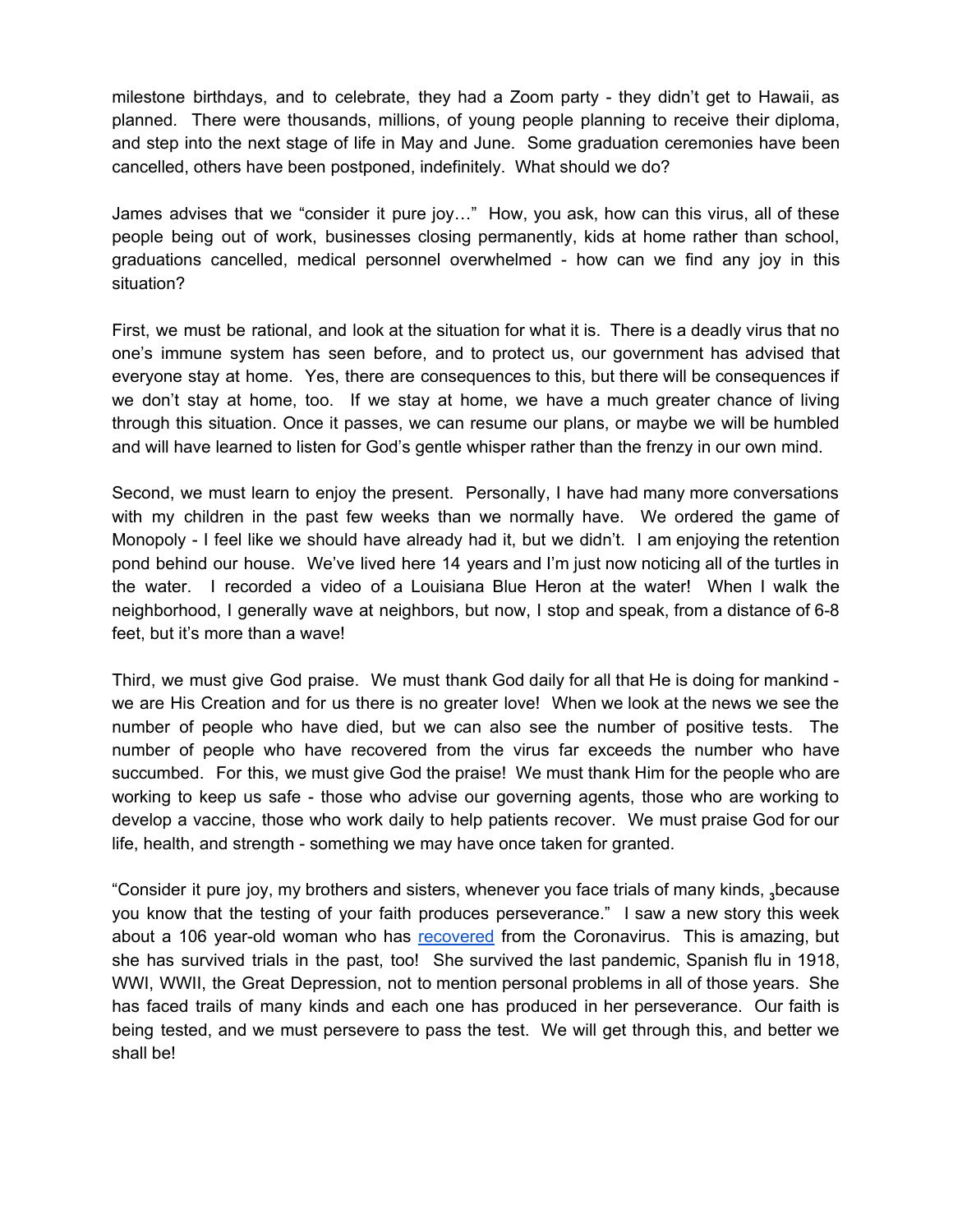milestone birthdays, and to celebrate, they had a Zoom party - they didn't get to Hawaii, as planned. There were thousands, millions, of young people planning to receive their diploma, and step into the next stage of life in May and June. Some graduation ceremonies have been cancelled, others have been postponed, indefinitely. What should we do?

James advises that we "consider it pure joy…" How, you ask, how can this virus, all of these people being out of work, businesses closing permanently, kids at home rather than school, graduations cancelled, medical personnel overwhelmed - how can we find any joy in this situation?

First, we must be rational, and look at the situation for what it is. There is a deadly virus that no one's immune system has seen before, and to protect us, our government has advised that everyone stay at home. Yes, there are consequences to this, but there will be consequences if we don't stay at home, too. If we stay at home, we have a much greater chance of living through this situation. Once it passes, we can resume our plans, or maybe we will be humbled and will have learned to listen for God's gentle whisper rather than the frenzy in our own mind.

Second, we must learn to enjoy the present. Personally, I have had many more conversations with my children in the past few weeks than we normally have. We ordered the game of Monopoly - I feel like we should have already had it, but we didn't. I am enjoying the retention pond behind our house. We've lived here 14 years and I'm just now noticing all of the turtles in the water. I recorded a video of a Louisiana Blue Heron at the water! When I walk the neighborhood, I generally wave at neighbors, but now, I stop and speak, from a distance of 6-8 feet, but it's more than a wave!

Third, we must give God praise. We must thank God daily for all that He is doing for mankind - we are His Creation and for us there is no greater love! When we look at the news we see the number of people who have died, but we can also see the number of positive tests. The number of people who have recovered from the virus far exceeds the number who have succumbed. For this, we must give God the praise! We must thank Him for the people who are working to keep us safe - those who advise our governing agents, those who are working to develop a vaccine, those who work daily to help patients recover. We must praise God for our life, health, and strength - something we may have once taken for granted.

"Consider it pure joy, my brothers and sisters, whenever you face trials of many kinds, [3]because you know that the testing of your faith produces perseverance." I saw a new story this week about a 106 year-old woman who has recovered from the Coronavirus. This is amazing, but she has survived trials in the past, too! She survived the last pandemic, Spanish flu in 1918, WWI, WWII, the Great Depression, not to mention personal problems in all of those years. She has faced trails of many kinds and each one has produced in her perseverance. Our faith is being tested, and we must persevere to pass the test. We will get through this, and better we shall be!